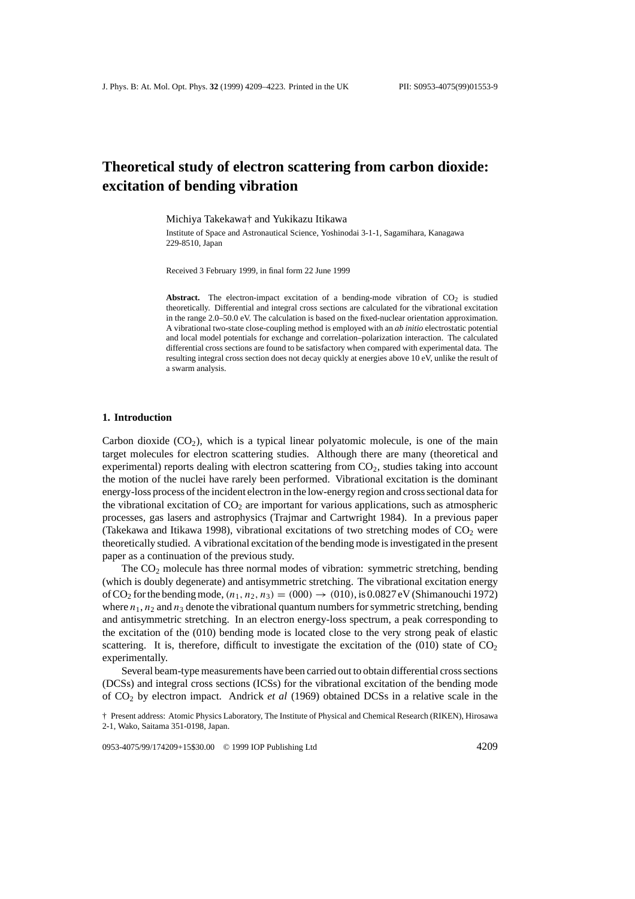# Theoretical study of electron scattering from carbon dioxide: excitation of bending vibration

Michiya Takekawa† and Yukikazu Itikawa

Institute of Space and Astronautical Science, Yoshinodai 3-1-1, Sagamihara, Kanagawa 229-8510, Japan

Received 3 February 1999, in final form 22 June 1999

**Abstract.** The electron-impact excitation of a bending-mode vibration of $CO_2$ is studied theoretically. Differential and integral cross sections are calculated for the vibrational excitation in the range 2.0–50.0 eV. The calculation is based on the fixed-nuclear orientation approximation. A vibrational two-state close-coupling method is employed with an *ab initio* electrostatic potential and local model potentials for exchange and correlation–polarization interaction. The calculated differential cross sections are found to be satisfactory when compared with experimental data. The resulting integral cross section does not decay quickly at energies above 10 eV, unlike the result of a swarm analysis.

## 1. Introduction

Carbon dioxide ($CO_2$), which is a typical linear polyatomic molecule, is one of the main target molecules for electron scattering studies. Although there are many (theoretical and experimental) reports dealing with electron scattering from $CO_2$, studies taking into account the motion of the nuclei have rarely been performed. Vibrational excitation is the dominant energy-loss process of the incident electron in the low-energy region and cross sectional data for the vibrational excitation of $CO_2$ are important for various applications, such as atmospheric processes, gas lasers and astrophysics (Trajmar and Cartwright 1984). In a previous paper (Takekawa and Itikawa 1998), vibrational excitations of two stretching modes of $CO_2$ were theoretically studied. A vibrational excitation of the bending mode is investigated in the present paper as a continuation of the previous study.

The $CO_2$ molecule has three normal modes of vibration: symmetric stretching, bending (which is doubly degenerate) and antisymmetric stretching. The vibrational excitation energy of $CO_2$ for the bending mode, $(n_1, n_2, n_3) = (000) \rightarrow (010)$, is 0.0827 eV (Shimanouchi 1972) where $n_1$, $n_2$ and $n_3$ denote the vibrational quantum numbers for symmetric stretching, bending and antisymmetric stretching. In an electron energy-loss spectrum, a peak corresponding to the excitation of the (010) bending mode is located close to the very strong peak of elastic scattering. It is, therefore, difficult to investigate the excitation of the (010) state of $CO_2$ experimentally.

Several beam-type measurements have been carried out to obtain differential cross sections (DCSs) and integral cross sections (ICSs) for the vibrational excitation of the bending mode of $CO_2$ by electron impact. Andrick *et al* (1969) obtained DCSs in a relative scale in the

† Present address: Atomic Physics Laboratory, The Institute of Physical and Chemical Research (RIKEN), Hirosawa 2-1, Wako, Saitama 351-0198, Japan.

0953-4075/99/174209+15$30.00 © 1999 IOP Publishing Ltd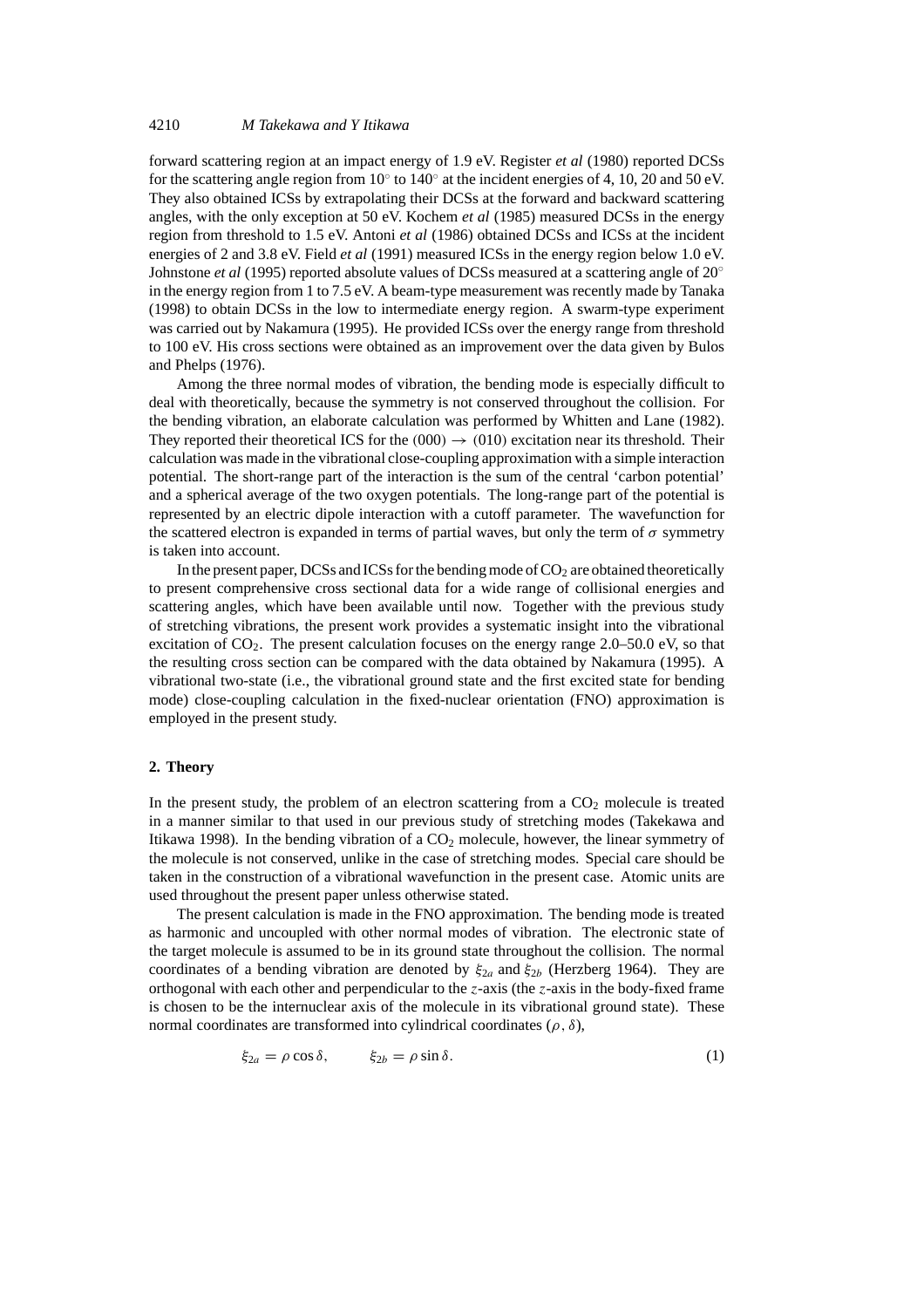forward scattering region at an impact energy of 1.9 eV. Register *et al* (1980) reported DCSs for the scattering angle region from $10^\circ$ to $140^\circ$ at the incident energies of 4, 10, 20 and 50 eV. They also obtained ICSs by extrapolating their DCSs at the forward and backward scattering angles, with the only exception at 50 eV. Kochem *et al* (1985) measured DCSs in the energy region from threshold to 1.5 eV. Antoni *et al* (1986) obtained DCSs and ICSs at the incident energies of 2 and 3.8 eV. Field *et al* (1991) measured ICSs in the energy region below 1.0 eV. Johnstone *et al* (1995) reported absolute values of DCSs measured at a scattering angle of $20^\circ$ in the energy region from 1 to 7.5 eV. A beam-type measurement was recently made by Tanaka (1998) to obtain DCSs in the low to intermediate energy region. A swarm-type experiment was carried out by Nakamura (1995). He provided ICSs over the energy range from threshold to 100 eV. His cross sections were obtained as an improvement over the data given by Bulos and Phelps (1976).

Among the three normal modes of vibration, the bending mode is especially difficult to deal with theoretically, because the symmetry is not conserved throughout the collision. For the bending vibration, an elaborate calculation was performed by Whitten and Lane (1982). They reported their theoretical ICS for the $(000) \rightarrow (010)$ excitation near its threshold. Their calculation was made in the vibrational close-coupling approximation with a simple interaction potential. The short-range part of the interaction is the sum of the central 'carbon potential' and a spherical average of the two oxygen potentials. The long-range part of the potential is represented by an electric dipole interaction with a cutoff parameter. The wavefunction for the scattered electron is expanded in terms of partial waves, but only the term of $\sigma$ symmetry is taken into account.

In the present paper, DCSs and ICSs for the bending mode of $CO_2$ are obtained theoretically to present comprehensive cross sectional data for a wide range of collisional energies and scattering angles, which have been available until now. Together with the previous study of stretching vibrations, the present work provides a systematic insight into the vibrational excitation of $CO_2$. The present calculation focuses on the energy range 2.0–50.0 eV, so that the resulting cross section can be compared with the data obtained by Nakamura (1995). A vibrational two-state (i.e., the vibrational ground state and the first excited state for bending mode) close-coupling calculation in the fixed-nuclear orientation (FNO) approximation is employed in the present study.

## 2. Theory

In the present study, the problem of an electron scattering from a $CO_2$ molecule is treated in a manner similar to that used in our previous study of stretching modes (Takekawa and Itikawa 1998). In the bending vibration of a $CO_2$ molecule, however, the linear symmetry of the molecule is not conserved, unlike in the case of stretching modes. Special care should be taken in the construction of a vibrational wavefunction in the present case. Atomic units are used throughout the present paper unless otherwise stated.

The present calculation is made in the FNO approximation. The bending mode is treated as harmonic and uncoupled with other normal modes of vibration. The electronic state of the target molecule is assumed to be in its ground state throughout the collision. The normal coordinates of a bending vibration are denoted by $\xi_{2a}$ and $\xi_{2b}$ (Herzberg 1964). They are orthogonal with each other and perpendicular to the $z$-axis (the $z$-axis in the body-fixed frame is chosen to be the internuclear axis of the molecule in its vibrational ground state). These normal coordinates are transformed into cylindrical coordinates $(\rho, \delta)$,

$$\xi_{2a} = \rho \cos \delta, \qquad \xi_{2b} = \rho \sin \delta. \tag{1}$$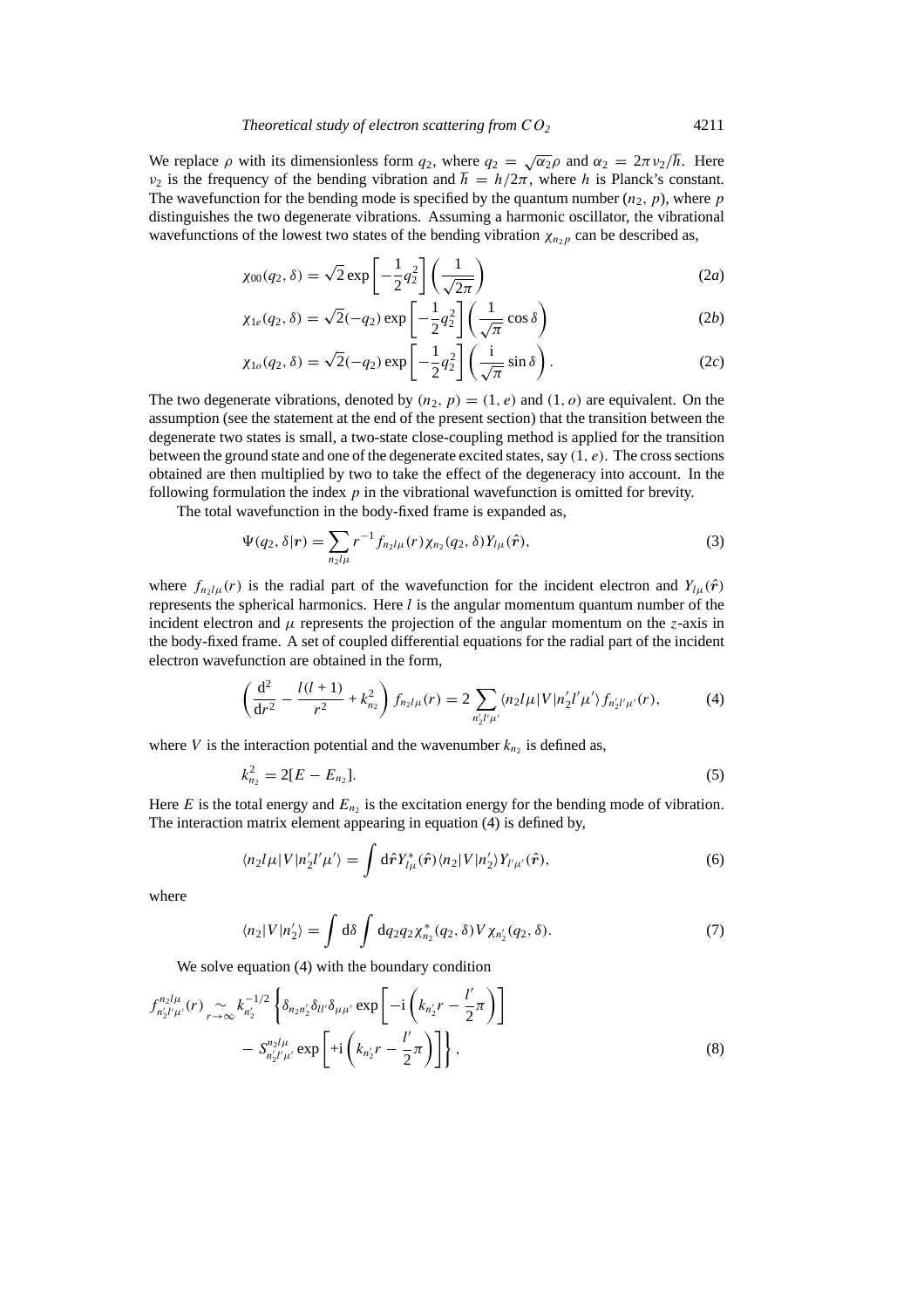We replace $\rho$ with its dimensionless form $q_2$, where $q_2 = \sqrt{\alpha_2}\rho$ and $\alpha_2 = 2\pi\nu_2/\hbar$. Here $\nu_2$ is the frequency of the bending vibration and $\hbar = h/2\pi$, where $h$ is Planck's constant. The wavefunction for the bending mode is specified by the quantum number $(n_2, p)$, where $p$ distinguishes the two degenerate vibrations. Assuming a harmonic oscillator, the vibrational wavefunctions of the lowest two states of the bending vibration $\chi_{n_2 p}$ can be described as,

$$\chi_{00}(q_2, \delta) = \sqrt{2}\exp\left[-\frac{1}{2}q_2^2\right]\left(\frac{1}{\sqrt{2\pi}}\right) \tag{2a}$$

$$\chi_{1e}(q_2, \delta) = \sqrt{2}(-q_2)\exp\left[-\frac{1}{2}q_2^2\right]\left(\frac{1}{\sqrt{\pi}}\cos\delta\right) \tag{2b}$$

$$\chi_{1o}(q_2, \delta) = \sqrt{2}(-q_2)\exp\left[-\frac{1}{2}q_2^2\right]\left(\frac{\mathrm{i}}{\sqrt{\pi}}\sin\delta\right). \tag{2c}$$

The two degenerate vibrations, denoted by $(n_2, p) = (1, e)$ and $(1, o)$ are equivalent. On the assumption (see the statement at the end of the present section) that the transition between the degenerate two states is small, a two-state close-coupling method is applied for the transition between the ground state and one of the degenerate excited states, say $(1, e)$. The cross sections obtained are then multiplied by two to take the effect of the degeneracy into account. In the following formulation the index $p$ in the vibrational wavefunction is omitted for brevity.

The total wavefunction in the body-fixed frame is expanded as,

$$\Psi(q_2, \delta|\boldsymbol{r}) = \sum_{n_2 l\mu} r^{-1} f_{n_2 l\mu}(r)\chi_{n_2}(q_2, \delta)Y_{l\mu}(\hat{\boldsymbol{r}}), \tag{3}$$

where $f_{n_2 l\mu}(r)$ is the radial part of the wavefunction for the incident electron and $Y_{l\mu}(\hat{\boldsymbol{r}})$ represents the spherical harmonics. Here $l$ is the angular momentum quantum number of the incident electron and $\mu$ represents the projection of the angular momentum on the $z$-axis in the body-fixed frame. A set of coupled differential equations for the radial part of the incident electron wavefunction are obtained in the form,

$$\left(\frac{\mathrm{d}^2}{\mathrm{d}r^2} - \frac{l(l+1)}{r^2} + k_{n_2}^2\right) f_{n_2 l\mu}(r) = 2\sum_{n_2' l'\mu'} \langle n_2 l\mu|V|n_2' l'\mu'\rangle f_{n_2' l'\mu'}(r), \tag{4}$$

where $V$ is the interaction potential and the wavenumber $k_{n_2}$ is defined as,

$$k_{n_2}^2 = 2[E - E_{n_2}]. \tag{5}$$

Here $E$ is the total energy and $E_{n_2}$ is the excitation energy for the bending mode of vibration. The interaction matrix element appearing in equation (4) is defined by,

$$\langle n_2 l\mu|V|n_2' l'\mu'\rangle = \int \mathrm{d}\hat{\boldsymbol{r}}\, Y_{l\mu}^*(\hat{\boldsymbol{r}})\langle n_2|V|n_2'\rangle Y_{l'\mu'}(\hat{\boldsymbol{r}}), \tag{6}$$

where

$$\langle n_2|V|n_2'\rangle = \int \mathrm{d}\delta \int \mathrm{d}q_2 q_2 \chi_{n_2}^*(q_2, \delta) V \chi_{n_2'}(q_2, \delta). \tag{7}$$

We solve equation (4) with the boundary condition

$$f_{n_2' l'\mu'}^{n_2 l\mu}(r) \underset{r\to\infty}{\sim} k_{n_2'}^{-1/2}\left\{\delta_{n_2 n_2'}\delta_{ll'}\delta_{\mu\mu'}\exp\left[-\mathrm{i}\left(k_{n_2'}r - \frac{l'}{2}\pi\right)\right] - S_{n_2' l'\mu'}^{n_2 l\mu}\exp\left[+\mathrm{i}\left(k_{n_2'}r - \frac{l'}{2}\pi\right)\right]\right\}, \tag{8}$$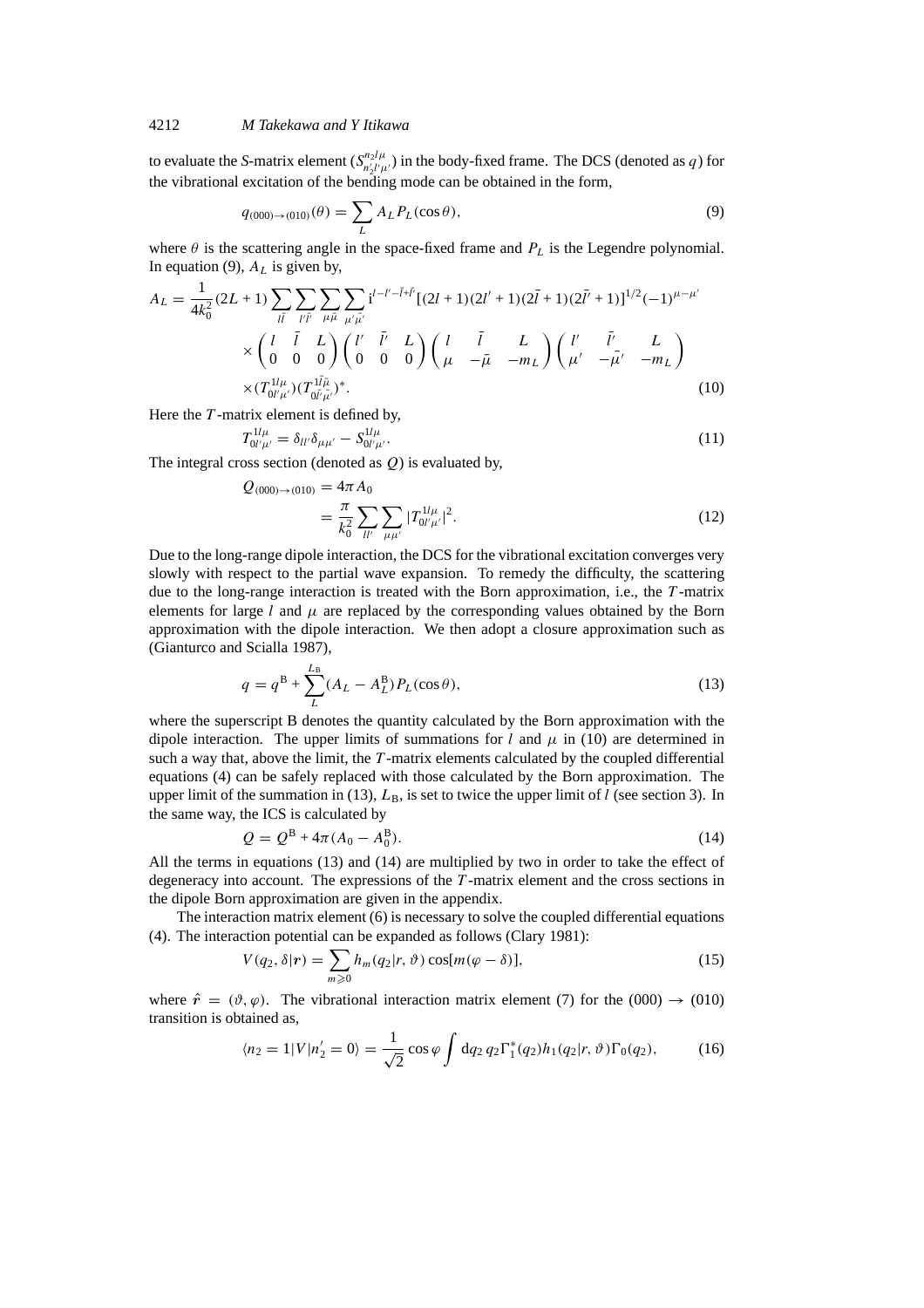to evaluate the *S*-matrix element ($S^{n_2 l\mu}_{n_2' l'\mu'}$) in the body-fixed frame. The DCS (denoted as $q$) for the vibrational excitation of the bending mode can be obtained in the form,

$$q_{(000)\to(010)}(\theta) = \sum_L A_L P_L(\cos\theta), \tag{9}$$

where $\theta$ is the scattering angle in the space-fixed frame and $P_L$ is the Legendre polynomial. In equation (9), $A_L$ is given by,

$$\begin{aligned}A_L = \frac{1}{4k_0^2}(2L+1)\sum_{l\bar{l}}\sum_{l'\bar{l}'}\sum_{\mu\bar{\mu}}\sum_{\mu'\bar{\mu}'} \mathrm{i}^{l-l'-\bar{l}+\bar{l}'}[(2l+1)(2l'+1)(2\bar{l}+1)(2\bar{l}'+1)]^{1/2}(-1)^{\mu-\mu'} \\ \times \begin{pmatrix} l & \bar{l} & L \\ 0 & 0 & 0 \end{pmatrix}\begin{pmatrix} l' & \bar{l}' & L \\ 0 & 0 & 0 \end{pmatrix}\begin{pmatrix} l & \bar{l} & L \\ \mu & -\bar{\mu} & -m_L \end{pmatrix}\begin{pmatrix} l' & \bar{l}' & L \\ \mu' & -\bar{\mu}' & -m_L \end{pmatrix} \\ \times (T^{1l\mu}_{0l'\mu'})(T^{1\bar{l}\bar{\mu}}_{0\bar{l}'\bar{\mu}'})^*. \end{aligned} \tag{10}$$

Here the $T$-matrix element is defined by,

$$T^{1l\mu}_{0l'\mu'} = \delta_{ll'}\delta_{\mu\mu'} - S^{1l\mu}_{0l'\mu'}. \tag{11}$$

The integral cross section (denoted as $Q$) is evaluated by,

$$\begin{aligned} Q_{(000)\to(010)} &= 4\pi A_0 \\ &= \frac{\pi}{k_0^2}\sum_{ll'}\sum_{\mu\mu'}|T^{1l\mu}_{0l'\mu'}|^2. \end{aligned} \tag{12}$$

Due to the long-range dipole interaction, the DCS for the vibrational excitation converges very slowly with respect to the partial wave expansion. To remedy the difficulty, the scattering due to the long-range interaction is treated with the Born approximation, i.e., the $T$-matrix elements for large $l$ and $\mu$ are replaced by the corresponding values obtained by the Born approximation with the dipole interaction. We then adopt a closure approximation such as (Gianturco and Scialla 1987),

$$q = q^{\mathrm{B}} + \sum_L^{L_{\mathrm{B}}}(A_L - A_L^{\mathrm{B}})P_L(\cos\theta), \tag{13}$$

where the superscript B denotes the quantity calculated by the Born approximation with the dipole interaction. The upper limits of summations for $l$ and $\mu$ in (10) are determined in such a way that, above the limit, the $T$-matrix elements calculated by the coupled differential equations (4) can be safely replaced with those calculated by the Born approximation. The upper limit of the summation in (13), $L_{\mathrm{B}}$, is set to twice the upper limit of $l$ (see section 3). In the same way, the ICS is calculated by

$$Q = Q^{\mathrm{B}} + 4\pi(A_0 - A_0^{\mathrm{B}}). \tag{14}$$

All the terms in equations (13) and (14) are multiplied by two in order to take the effect of degeneracy into account. The expressions of the $T$-matrix element and the cross sections in the dipole Born approximation are given in the appendix.

The interaction matrix element (6) is necessary to solve the coupled differential equations (4). The interaction potential can be expanded as follows (Clary 1981):

$$V(q_2, \delta|\boldsymbol{r}) = \sum_{m\geqslant 0} h_m(q_2|r, \vartheta)\cos[m(\varphi - \delta)], \tag{15}$$

where $\hat{\boldsymbol{r}} = (\vartheta, \varphi)$. The vibrational interaction matrix element (7) for the (000) $\to$ (010) transition is obtained as,

$$\langle n_2 = 1|V|n_2' = 0\rangle = \frac{1}{\sqrt{2}}\cos\varphi \int \mathrm{d}q_2\, q_2 \Gamma_1^*(q_2) h_1(q_2|r, \vartheta)\Gamma_0(q_2), \tag{16}$$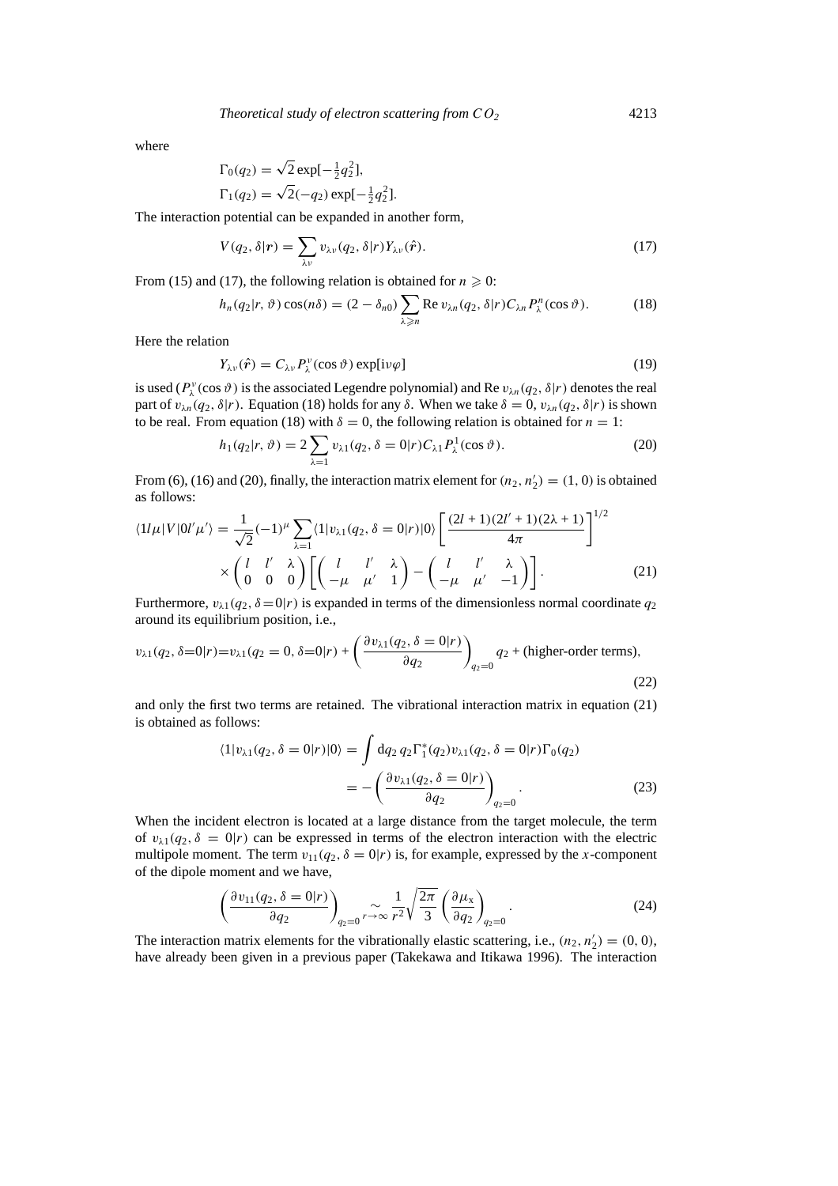where

$$\Gamma_0(q_2) = \sqrt{2}\exp[-\tfrac{1}{2}q_2^2],$$
$$\Gamma_1(q_2) = \sqrt{2}(-q_2)\exp[-\tfrac{1}{2}q_2^2].$$

The interaction potential can be expanded in another form,

$$V(q_2, \delta|\boldsymbol{r}) = \sum_{\lambda\nu} v_{\lambda\nu}(q_2, \delta|r) Y_{\lambda\nu}(\hat{\boldsymbol{r}}). \tag{17}$$

From (15) and (17), the following relation is obtained for $n \geqslant 0$:

$$h_n(q_2|r, \vartheta)\cos(n\delta) = (2 - \delta_{n0}) \sum_{\lambda \geqslant n} \mathrm{Re}\, v_{\lambda n}(q_2, \delta|r) C_{\lambda n} P_\lambda^n(\cos\vartheta). \tag{18}$$

Here the relation

$$Y_{\lambda\nu}(\hat{\boldsymbol{r}}) = C_{\lambda\nu} P_\lambda^\nu(\cos\vartheta)\exp[\mathrm{i}\nu\varphi] \tag{19}$$

is used ($P_\lambda^\nu(\cos\vartheta)$ is the associated Legendre polynomial) and $\mathrm{Re}\, v_{\lambda n}(q_2, \delta|r)$ denotes the real part of $v_{\lambda n}(q_2, \delta|r)$. Equation (18) holds for any $\delta$. When we take $\delta = 0$, $v_{\lambda n}(q_2, \delta|r)$ is shown to be real. From equation (18) with $\delta = 0$, the following relation is obtained for $n = 1$:

$$h_1(q_2|r, \vartheta) = 2 \sum_{\lambda=1} v_{\lambda 1}(q_2, \delta = 0|r) C_{\lambda 1} P_\lambda^1(\cos\vartheta). \tag{20}$$

From (6), (16) and (20), finally, the interaction matrix element for $(n_2, n_2') = (1, 0)$ is obtained as follows:

$$\langle 1l\mu|V|0l'\mu'\rangle = \frac{1}{\sqrt{2}}(-1)^\mu \sum_{\lambda=1} \langle 1|v_{\lambda 1}(q_2, \delta = 0|r)|0\rangle \left[\frac{(2l+1)(2l'+1)(2\lambda+1)}{4\pi}\right]^{1/2}$$
$$\times \begin{pmatrix} l & l' & \lambda \\ 0 & 0 & 0 \end{pmatrix} \left[\begin{pmatrix} l & l' & \lambda \\ -\mu & \mu' & 1 \end{pmatrix} - \begin{pmatrix} l & l' & \lambda \\ -\mu & \mu' & -1 \end{pmatrix}\right]. \tag{21}$$

Furthermore, $v_{\lambda 1}(q_2, \delta = 0|r)$ is expanded in terms of the dimensionless normal coordinate $q_2$ around its equilibrium position, i.e.,

$$v_{\lambda 1}(q_2, \delta = 0|r) = v_{\lambda 1}(q_2 = 0, \delta = 0|r) + \left(\frac{\partial v_{\lambda 1}(q_2, \delta = 0|r)}{\partial q_2}\right)_{q_2=0} q_2 + \text{(higher-order terms)}, \tag{22}$$

and only the first two terms are retained. The vibrational interaction matrix in equation (21) is obtained as follows:

$$\langle 1|v_{\lambda 1}(q_2, \delta = 0|r)|0\rangle = \int \mathrm{d}q_2\, q_2 \Gamma_1^*(q_2) v_{\lambda 1}(q_2, \delta = 0|r)\Gamma_0(q_2)$$
$$= -\left(\frac{\partial v_{\lambda 1}(q_2, \delta = 0|r)}{\partial q_2}\right)_{q_2=0}. \tag{23}$$

When the incident electron is located at a large distance from the target molecule, the term of $v_{\lambda 1}(q_2, \delta = 0|r)$ can be expressed in terms of the electron interaction with the electric multipole moment. The term $v_{11}(q_2, \delta = 0|r)$ is, for example, expressed by the $x$-component of the dipole moment and we have,

$$\left(\frac{\partial v_{11}(q_2, \delta = 0|r)}{\partial q_2}\right)_{q_2=0} \underset{r\to\infty}{\sim} \frac{1}{r^2}\sqrt{\frac{2\pi}{3}} \left(\frac{\partial \mu_x}{\partial q_2}\right)_{q_2=0}. \tag{24}$$

The interaction matrix elements for the vibrationally elastic scattering, i.e., $(n_2, n_2') = (0, 0)$, have already been given in a previous paper (Takekawa and Itikawa 1996). The interaction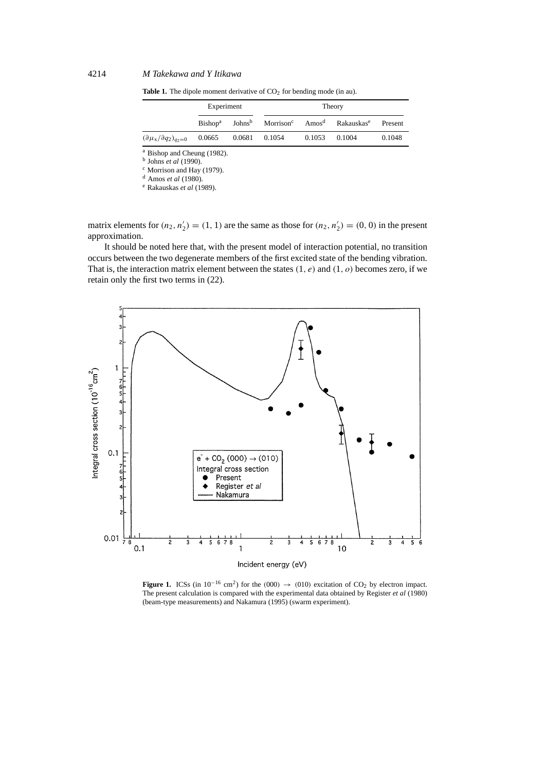**Table 1.** The dipole moment derivative of $CO_2$ for bending mode (in au).

| | Experiment | | Theory | | | |
|---|---|---|---|---|---|---|
| | Bishop[a] | Johns[b] | Morrison[c] | Amos[d] | Rakauskas[e] | Present |
| $(\partial\mu_x/\partial q_2)_{q_2=0}$ | 0.0665 | 0.0681 | 0.1054 | 0.1053 | 0.1004 | 0.1048 |

[a] Bishop and Cheung (1982).
[b] Johns *et al* (1990).
[c] Morrison and Hay (1979).
[d] Amos *et al* (1980).
[e] Rakauskas *et al* (1989).

matrix elements for $(n_2, n_2') = (1, 1)$ are the same as those for $(n_2, n_2') = (0, 0)$ in the present approximation.

It should be noted here that, with the present model of interaction potential, no transition occurs between the two degenerate members of the first excited state of the bending vibration. That is, the interaction matrix element between the states $(1, e)$ and $(1, o)$ becomes zero, if we retain only the first two terms in (22).

**Figure 1.** ICSs (in $10^{-16}$ cm$^2$) for the $(000) \rightarrow (010)$ excitation of $CO_2$ by electron impact. The present calculation is compared with the experimental data obtained by Register *et al* (1980) (beam-type measurements) and Nakamura (1995) (swarm experiment).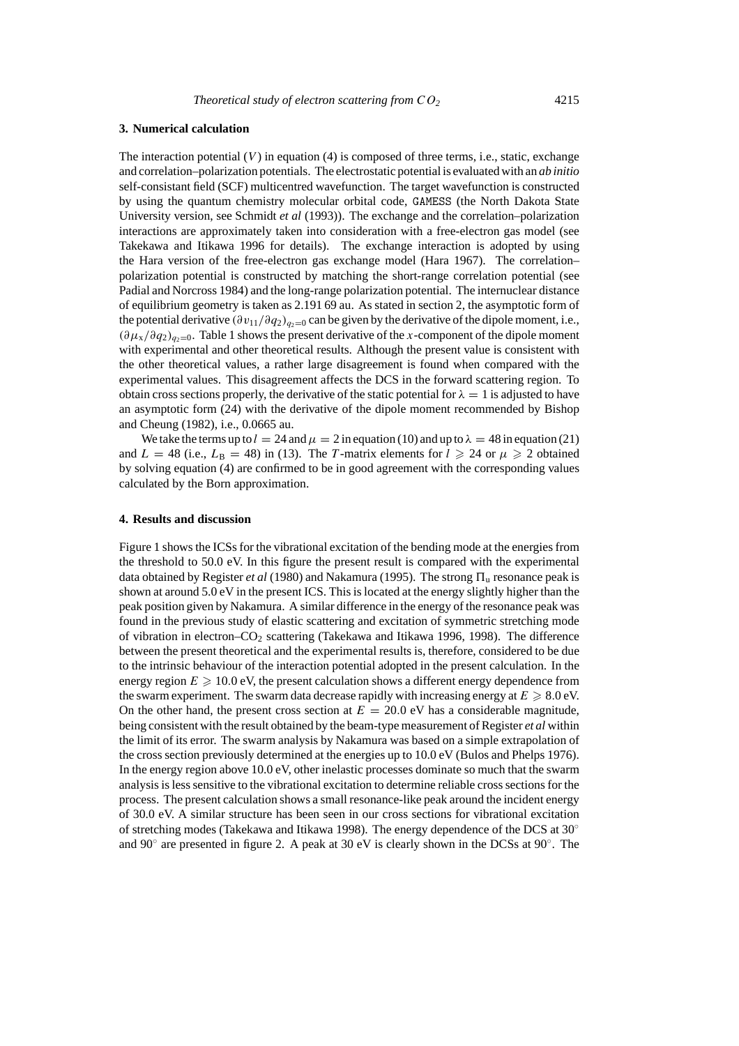### 3. Numerical calculation

The interaction potential ($V$) in equation (4) is composed of three terms, i.e., static, exchange and correlation–polarization potentials. The electrostatic potential is evaluated with an *ab initio* self-consistant field (SCF) multicentred wavefunction. The target wavefunction is constructed by using the quantum chemistry molecular orbital code, GAMESS (the North Dakota State University version, see Schmidt *et al* (1993)). The exchange and the correlation–polarization interactions are approximately taken into consideration with a free-electron gas model (see Takekawa and Itikawa 1996 for details). The exchange interaction is adopted by using the Hara version of the free-electron gas exchange model (Hara 1967). The correlation–polarization potential is constructed by matching the short-range correlation potential (see Padial and Norcross 1984) and the long-range polarization potential. The internuclear distance of equilibrium geometry is taken as 2.191 69 au. As stated in section 2, the asymptotic form of the potential derivative $(\partial v_{11}/\partial q_2)_{q_2=0}$ can be given by the derivative of the dipole moment, i.e., $(\partial \mu_x/\partial q_2)_{q_2=0}$. Table 1 shows the present derivative of the $x$-component of the dipole moment with experimental and other theoretical results. Although the present value is consistent with the other theoretical values, a rather large disagreement is found when compared with the experimental values. This disagreement affects the DCS in the forward scattering region. To obtain cross sections properly, the derivative of the static potential for $\lambda = 1$ is adjusted to have an asymptotic form (24) with the derivative of the dipole moment recommended by Bishop and Cheung (1982), i.e., 0.0665 au.

We take the terms up to $l = 24$ and $\mu = 2$ in equation (10) and up to $\lambda = 48$ in equation (21) and $L = 48$ (i.e., $L_B = 48$) in (13). The $T$-matrix elements for $l \geqslant 24$ or $\mu \geqslant 2$ obtained by solving equation (4) are confirmed to be in good agreement with the corresponding values calculated by the Born approximation.

### 4. Results and discussion

Figure 1 shows the ICSs for the vibrational excitation of the bending mode at the energies from the threshold to 50.0 eV. In this figure the present result is compared with the experimental data obtained by Register *et al* (1980) and Nakamura (1995). The strong $\Pi_u$ resonance peak is shown at around 5.0 eV in the present ICS. This is located at the energy slightly higher than the peak position given by Nakamura. A similar difference in the energy of the resonance peak was found in the previous study of elastic scattering and excitation of symmetric stretching mode of vibration in electron–$CO_2$ scattering (Takekawa and Itikawa 1996, 1998). The difference between the present theoretical and the experimental results is, therefore, considered to be due to the intrinsic behaviour of the interaction potential adopted in the present calculation. In the energy region $E \geqslant 10.0$ eV, the present calculation shows a different energy dependence from the swarm experiment. The swarm data decrease rapidly with increasing energy at $E \geqslant 8.0$ eV. On the other hand, the present cross section at $E = 20.0$ eV has a considerable magnitude, being consistent with the result obtained by the beam-type measurement of Register *et al* within the limit of its error. The swarm analysis by Nakamura was based on a simple extrapolation of the cross section previously determined at the energies up to 10.0 eV (Bulos and Phelps 1976). In the energy region above 10.0 eV, other inelastic processes dominate so much that the swarm analysis is less sensitive to the vibrational excitation to determine reliable cross sections for the process. The present calculation shows a small resonance-like peak around the incident energy of 30.0 eV. A similar structure has been seen in our cross sections for vibrational excitation of stretching modes (Takekawa and Itikawa 1998). The energy dependence of the DCS at 30° and 90° are presented in figure 2. A peak at 30 eV is clearly shown in the DCSs at 90°. The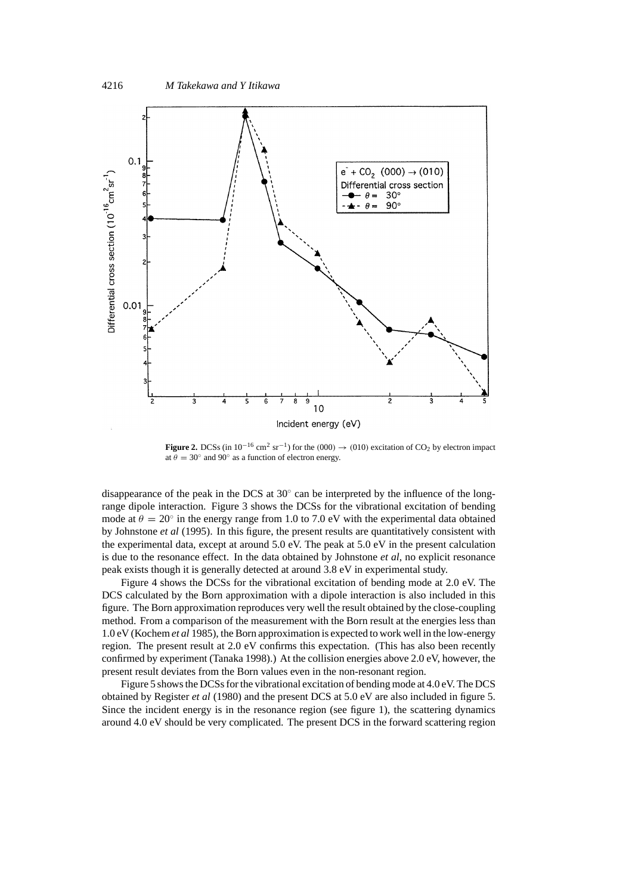**Figure 2.** DCSs (in $10^{-16}$ cm$^2$ sr$^{-1}$) for the (000) $\rightarrow$ (010) excitation of $CO_2$ by electron impact at $\theta = 30°$ and $90°$ as a function of electron energy.

disappearance of the peak in the DCS at 30° can be interpreted by the influence of the long-range dipole interaction. Figure 3 shows the DCSs for the vibrational excitation of bending mode at $\theta = 20°$ in the energy range from 1.0 to 7.0 eV with the experimental data obtained by Johnstone *et al* (1995). In this figure, the present results are quantitatively consistent with the experimental data, except at around 5.0 eV. The peak at 5.0 eV in the present calculation is due to the resonance effect. In the data obtained by Johnstone *et al*, no explicit resonance peak exists though it is generally detected at around 3.8 eV in experimental study.

Figure 4 shows the DCSs for the vibrational excitation of bending mode at 2.0 eV. The DCS calculated by the Born approximation with a dipole interaction is also included in this figure. The Born approximation reproduces very well the result obtained by the close-coupling method. From a comparison of the measurement with the Born result at the energies less than 1.0 eV (Kochem *et al* 1985), the Born approximation is expected to work well in the low-energy region. The present result at 2.0 eV confirms this expectation. (This has also been recently confirmed by experiment (Tanaka 1998).) At the collision energies above 2.0 eV, however, the present result deviates from the Born values even in the non-resonant region.

Figure 5 shows the DCSs for the vibrational excitation of bending mode at 4.0 eV. The DCS obtained by Register *et al* (1980) and the present DCS at 5.0 eV are also included in figure 5. Since the incident energy is in the resonance region (see figure 1), the scattering dynamics around 4.0 eV should be very complicated. The present DCS in the forward scattering region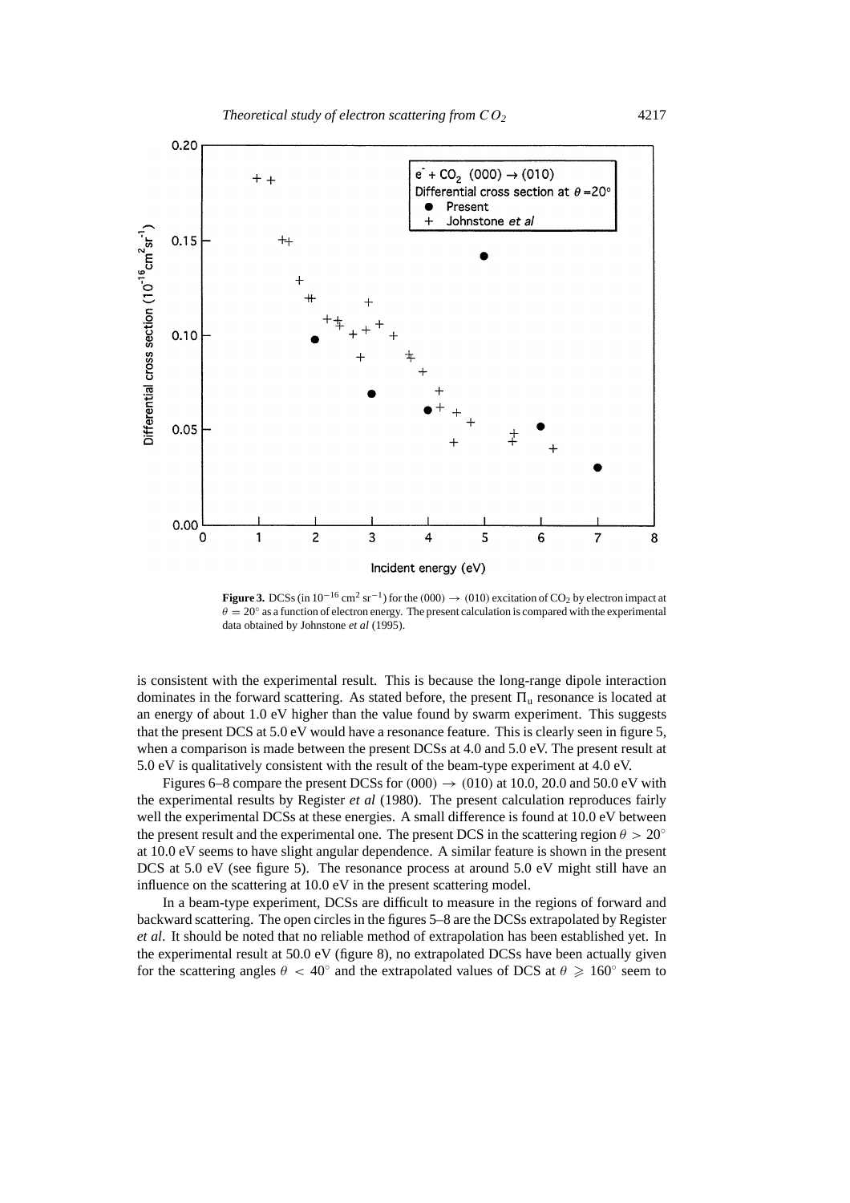**Figure 3.** DCSs (in $10^{-16}$ cm$^2$ sr$^{-1}$) for the (000) $\rightarrow$ (010) excitation of $CO_2$ by electron impact at $\theta = 20°$ as a function of electron energy. The present calculation is compared with the experimental data obtained by Johnstone *et al* (1995).

is consistent with the experimental result. This is because the long-range dipole interaction dominates in the forward scattering. As stated before, the present $\Pi_u$ resonance is located at an energy of about 1.0 eV higher than the value found by swarm experiment. This suggests that the present DCS at 5.0 eV would have a resonance feature. This is clearly seen in figure 5, when a comparison is made between the present DCSs at 4.0 and 5.0 eV. The present result at 5.0 eV is qualitatively consistent with the result of the beam-type experiment at 4.0 eV.

Figures 6–8 compare the present DCSs for (000) $\rightarrow$ (010) at 10.0, 20.0 and 50.0 eV with the experimental results by Register *et al* (1980). The present calculation reproduces fairly well the experimental DCSs at these energies. A small difference is found at 10.0 eV between the present result and the experimental one. The present DCS in the scattering region $\theta > 20°$ at 10.0 eV seems to have slight angular dependence. A similar feature is shown in the present DCS at 5.0 eV (see figure 5). The resonance process at around 5.0 eV might still have an influence on the scattering at 10.0 eV in the present scattering model.

In a beam-type experiment, DCSs are difficult to measure in the regions of forward and backward scattering. The open circles in the figures 5–8 are the DCSs extrapolated by Register *et al*. It should be noted that no reliable method of extrapolation has been established yet. In the experimental result at 50.0 eV (figure 8), no extrapolated DCSs have been actually given for the scattering angles $\theta < 40°$ and the extrapolated values of DCS at $\theta \geqslant 160°$ seem to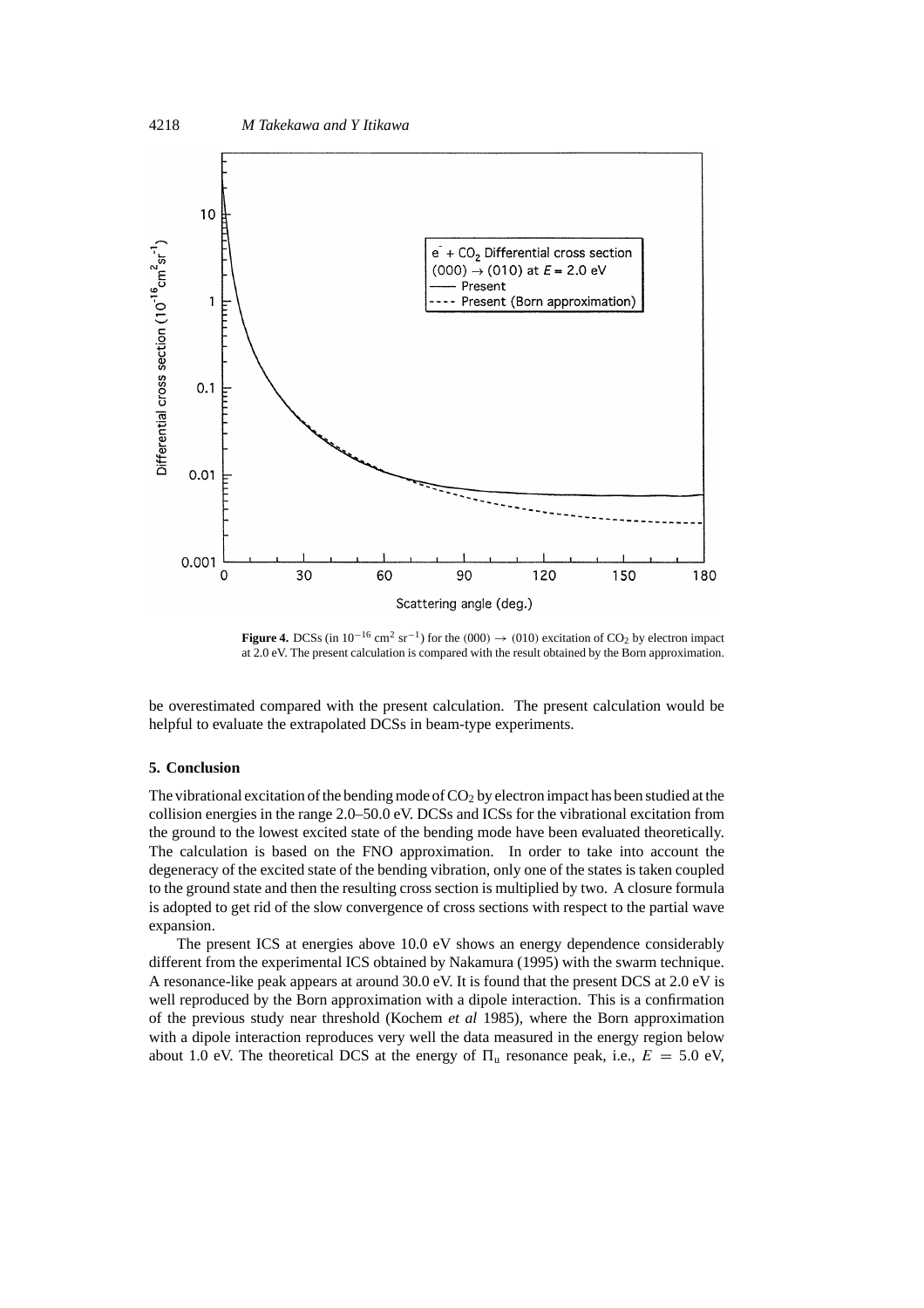**Figure 4.** DCSs (in $10^{-16}$ cm$^2$ sr$^{-1}$) for the (000) $\rightarrow$ (010) excitation of $CO_2$ by electron impact at 2.0 eV. The present calculation is compared with the result obtained by the Born approximation.

be overestimated compared with the present calculation. The present calculation would be helpful to evaluate the extrapolated DCSs in beam-type experiments.

## 5. Conclusion

The vibrational excitation of the bending mode of $CO_2$ by electron impact has been studied at the collision energies in the range 2.0–50.0 eV. DCSs and ICSs for the vibrational excitation from the ground to the lowest excited state of the bending mode have been evaluated theoretically. The calculation is based on the FNO approximation. In order to take into account the degeneracy of the excited state of the bending vibration, only one of the states is taken coupled to the ground state and then the resulting cross section is multiplied by two. A closure formula is adopted to get rid of the slow convergence of cross sections with respect to the partial wave expansion.

The present ICS at energies above 10.0 eV shows an energy dependence considerably different from the experimental ICS obtained by Nakamura (1995) with the swarm technique. A resonance-like peak appears at around 30.0 eV. It is found that the present DCS at 2.0 eV is well reproduced by the Born approximation with a dipole interaction. This is a confirmation of the previous study near threshold (Kochem *et al* 1985), where the Born approximation with a dipole interaction reproduces very well the data measured in the energy region below about 1.0 eV. The theoretical DCS at the energy of $\Pi_u$ resonance peak, i.e., $E = 5.0$ eV,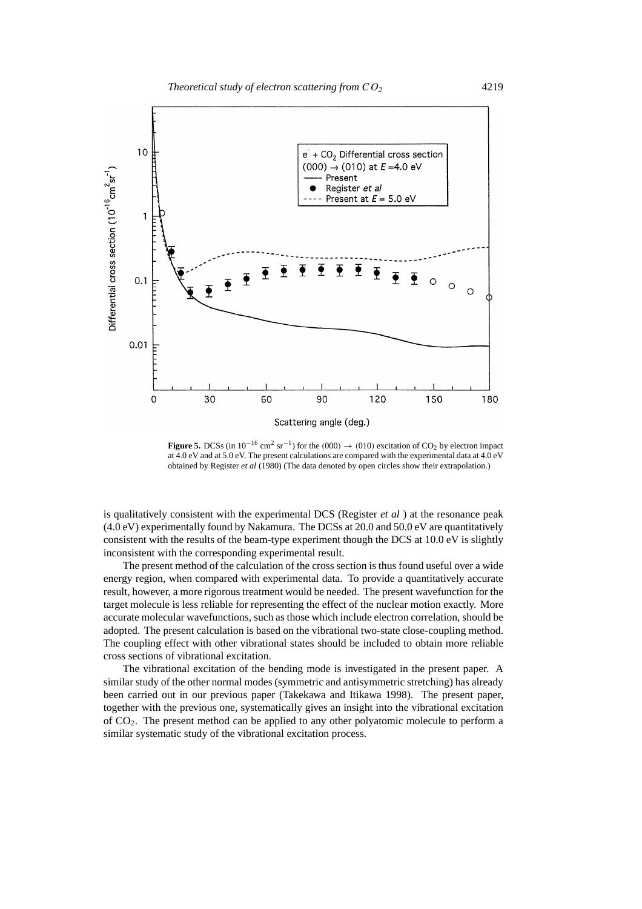**Figure 5.** DCSs (in $10^{-16}$ cm$^2$ sr$^{-1}$) for the (000) $\rightarrow$ (010) excitation of $CO_2$ by electron impact at 4.0 eV and at 5.0 eV. The present calculations are compared with the experimental data at 4.0 eV obtained by Register *et al* (1980) (The data denoted by open circles show their extrapolation.)

is qualitatively consistent with the experimental DCS (Register *et al* ) at the resonance peak (4.0 eV) experimentally found by Nakamura. The DCSs at 20.0 and 50.0 eV are quantitatively consistent with the results of the beam-type experiment though the DCS at 10.0 eV is slightly inconsistent with the corresponding experimental result.

The present method of the calculation of the cross section is thus found useful over a wide energy region, when compared with experimental data. To provide a quantitatively accurate result, however, a more rigorous treatment would be needed. The present wavefunction for the target molecule is less reliable for representing the effect of the nuclear motion exactly. More accurate molecular wavefunctions, such as those which include electron correlation, should be adopted. The present calculation is based on the vibrational two-state close-coupling method. The coupling effect with other vibrational states should be included to obtain more reliable cross sections of vibrational excitation.

The vibrational excitation of the bending mode is investigated in the present paper. A similar study of the other normal modes (symmetric and antisymmetric stretching) has already been carried out in our previous paper (Takekawa and Itikawa 1998). The present paper, together with the previous one, systematically gives an insight into the vibrational excitation of $CO_2$. The present method can be applied to any other polyatomic molecule to perform a similar systematic study of the vibrational excitation process.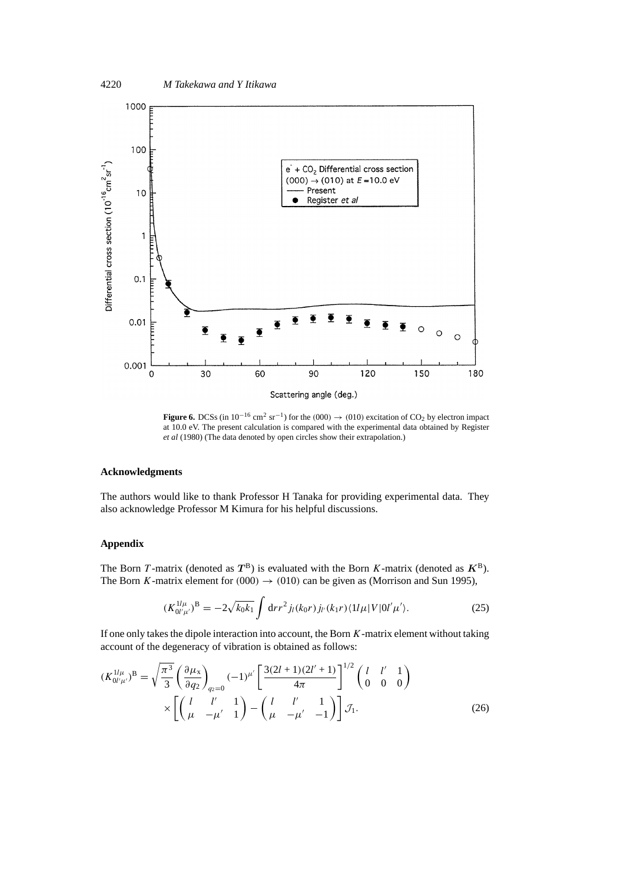**Figure 6.** DCSs (in $10^{-16}$ cm$^2$ sr$^{-1}$) for the (000) $\rightarrow$ (010) excitation of $CO_2$ by electron impact at 10.0 eV. The present calculation is compared with the experimental data obtained by Register *et al* (1980) (The data denoted by open circles show their extrapolation.)

## Acknowledgments

The authors would like to thank Professor H Tanaka for providing experimental data. They also acknowledge Professor M Kimura for his helpful discussions.

## Appendix

The Born $T$-matrix (denoted as $\boldsymbol{T}^{\mathrm{B}}$) is evaluated with the Born $K$-matrix (denoted as $\boldsymbol{K}^{\mathrm{B}}$). The Born $K$-matrix element for (000) $\rightarrow$ (010) can be given as (Morrison and Sun 1995),

$$(K_{0l'\mu'}^{1l\mu})^{\mathrm{B}} = -2\sqrt{k_0 k_1} \int \mathrm{d}r r^2 j_l(k_0 r) j_{l'}(k_1 r) \langle 1l\mu | V | 0l'\mu' \rangle. \tag{25}$$

If one only takes the dipole interaction into account, the Born $K$-matrix element without taking account of the degeneracy of vibration is obtained as follows:

$$(K_{0l'\mu'}^{1l\mu})^{\mathrm{B}} = \sqrt{\frac{\pi^3}{3}} \left( \frac{\partial \mu_x}{\partial q_2} \right)_{q_2=0} (-1)^{\mu'} \left[ \frac{3(2l+1)(2l'+1)}{4\pi} \right]^{1/2} \begin{pmatrix} l & l' & 1 \\ 0 & 0 & 0 \end{pmatrix} \times \left[ \begin{pmatrix} l & l' & 1 \\ \mu & -\mu' & 1 \end{pmatrix} - \begin{pmatrix} l & l' & 1 \\ \mu & -\mu' & -1 \end{pmatrix} \right] \mathcal{J}_1. \tag{26}$$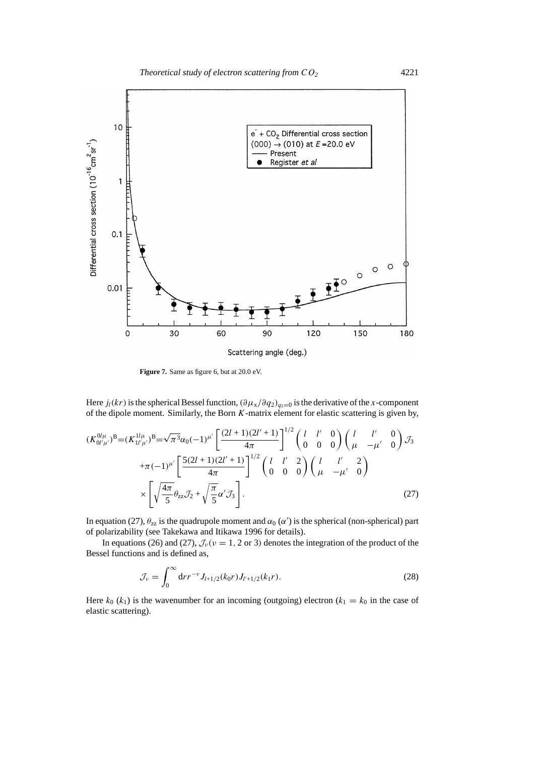**Figure 7.** Same as figure 6, but at 20.0 eV.

Here $j_l(kr)$ is the spherical Bessel function, $(\partial \mu_x / \partial q_2)_{q_2=0}$ is the derivative of the $x$-component of the dipole moment. Similarly, the Born $K$-matrix element for elastic scattering is given by,

$$
\begin{aligned}
(K^{0l\mu}_{0l'\mu'})^{\mathrm{B}} = (K^{1l\mu}_{1l'\mu'})^{\mathrm{B}} = & \sqrt{\pi^3}\alpha_0(-1)^{\mu'} \left[\frac{(2l+1)(2l'+1)}{4\pi}\right]^{1/2} \begin{pmatrix} l & l' & 0 \\ 0 & 0 & 0 \end{pmatrix} \begin{pmatrix} l & l' & 0 \\ \mu & -\mu' & 0 \end{pmatrix} \mathcal{J}_3 \\
& + \pi(-1)^{\mu'} \left[\frac{5(2l+1)(2l'+1)}{4\pi}\right]^{1/2} \begin{pmatrix} l & l' & 2 \\ 0 & 0 & 0 \end{pmatrix} \begin{pmatrix} l & l' & 2 \\ \mu & -\mu' & 0 \end{pmatrix} \\
& \times \left[\sqrt{\frac{4\pi}{5}}\theta_{zz}\mathcal{J}_2 + \sqrt{\frac{\pi}{5}}\alpha' \mathcal{J}_3\right].
\end{aligned} \tag{27}
$$

In equation (27), $\theta_{zz}$ is the quadrupole moment and $\alpha_0$ ($\alpha'$) is the spherical (non-spherical) part of polarizability (see Takekawa and Itikawa 1996 for details).

In equations (26) and (27), $\mathcal{J}_\nu$ ($\nu = 1$, 2 or 3) denotes the integration of the product of the Bessel functions and is defined as,

$$
\mathcal{J}_\nu = \int_0^\infty \mathrm{d}r\, r^{-\nu} J_{l+1/2}(k_0 r) J_{l'+1/2}(k_1 r). \tag{28}
$$

Here $k_0$ ($k_1$) is the wavenumber for an incoming (outgoing) electron ($k_1 = k_0$ in the case of elastic scattering).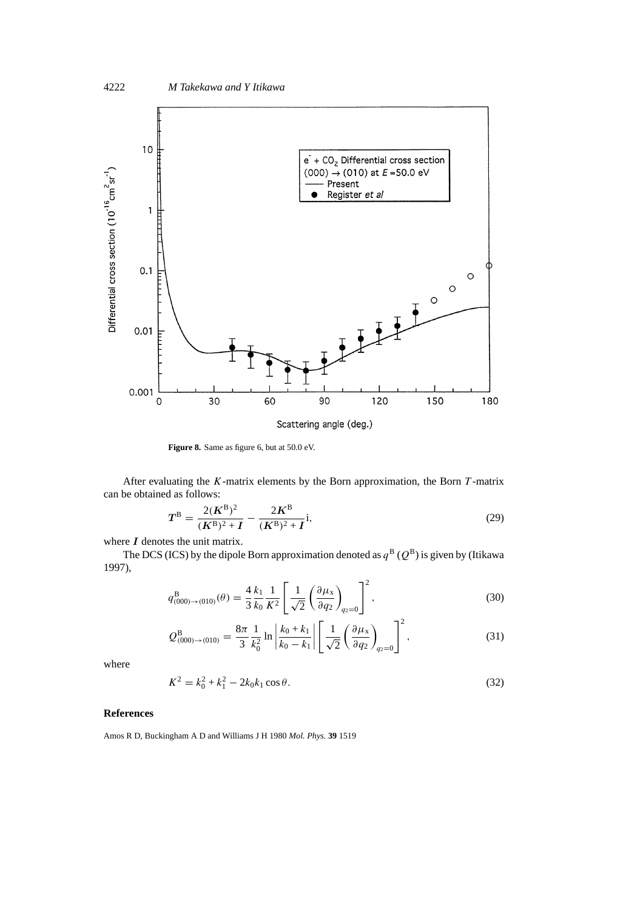**Figure 8.** Same as figure 6, but at 50.0 eV.

After evaluating the $K$-matrix elements by the Born approximation, the Born $T$-matrix can be obtained as follows:

$$\boldsymbol{T}^{\mathrm{B}} = \frac{2(\boldsymbol{K}^{\mathrm{B}})^2}{(\boldsymbol{K}^{\mathrm{B}})^2 + \boldsymbol{I}} - \frac{2\boldsymbol{K}^{\mathrm{B}}}{(\boldsymbol{K}^{\mathrm{B}})^2 + \boldsymbol{I}}\mathrm{i}, \tag{29}$$

where $\boldsymbol{I}$ denotes the unit matrix.

The DCS (ICS) by the dipole Born approximation denoted as $q^{\mathrm{B}}$ ($Q^{\mathrm{B}}$) is given by (Itikawa 1997),

$$q^{\mathrm{B}}_{(000)\to(010)}(\theta) = \frac{4}{3}\frac{k_1}{k_0}\frac{1}{K^2}\left[\frac{1}{\sqrt{2}}\left(\frac{\partial \mu_{\mathrm{x}}}{\partial q_2}\right)_{q_2=0}\right]^2, \tag{30}$$

$$Q^{\mathrm{B}}_{(000)\to(010)} = \frac{8\pi}{3}\frac{1}{k_0^2}\ln\left|\frac{k_0+k_1}{k_0-k_1}\right|\left[\frac{1}{\sqrt{2}}\left(\frac{\partial \mu_{\mathrm{x}}}{\partial q_2}\right)_{q_2=0}\right]^2, \tag{31}$$

where

$$K^2 = k_0^2 + k_1^2 - 2k_0k_1\cos\theta. \tag{32}$$

## References

Amos R D, Buckingham A D and Williams J H 1980 *Mol. Phys.* **39** 1519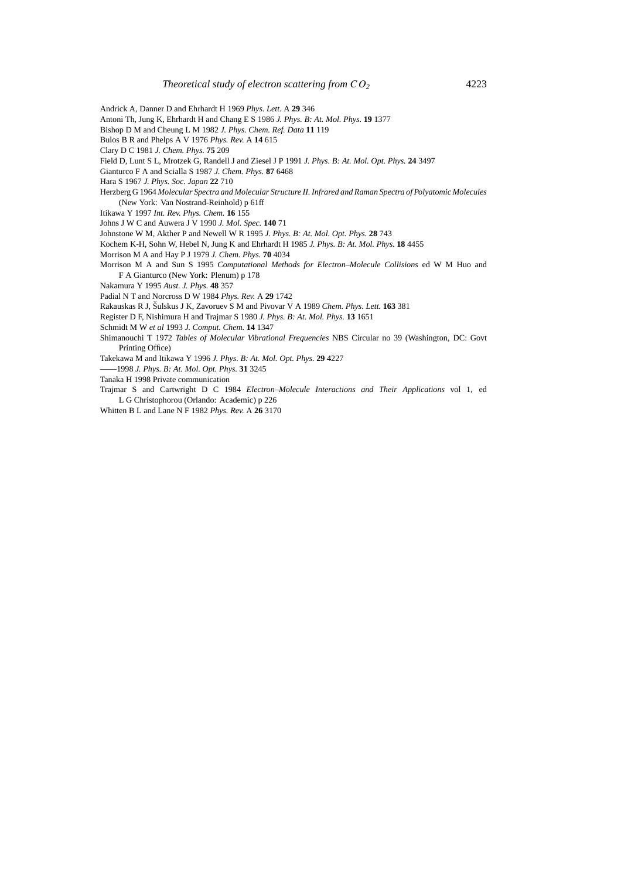Andrick A, Danner D and Ehrhardt H 1969 *Phys. Lett.* A **29** 346

Antoni Th, Jung K, Ehrhardt H and Chang E S 1986 *J. Phys. B: At. Mol. Phys.* **19** 1377

Bishop D M and Cheung L M 1982 *J. Phys. Chem. Ref. Data* **11** 119

Bulos B R and Phelps A V 1976 *Phys. Rev.* A **14** 615

Clary D C 1981 *J. Chem. Phys.* **75** 209

Field D, Lunt S L, Mrotzek G, Randell J and Ziesel J P 1991 *J. Phys. B: At. Mol. Opt. Phys.* **24** 3497

Gianturco F A and Scialla S 1987 *J. Chem. Phys.* **87** 6468

Hara S 1967 *J. Phys. Soc. Japan* **22** 710

Herzberg G 1964 *Molecular Spectra and Molecular Structure II. Infrared and Raman Spectra of Polyatomic Molecules* (New York: Van Nostrand-Reinhold) p 61ff

Itikawa Y 1997 *Int. Rev. Phys. Chem.* **16** 155

Johns J W C and Auwera J V 1990 *J. Mol. Spec.* **140** 71

Johnstone W M, Akther P and Newell W R 1995 *J. Phys. B: At. Mol. Opt. Phys.* **28** 743

Kochem K-H, Sohn W, Hebel N, Jung K and Ehrhardt H 1985 *J. Phys. B: At. Mol. Phys.* **18** 4455

Morrison M A and Hay P J 1979 *J. Chem. Phys.* **70** 4034

Morrison M A and Sun S 1995 *Computational Methods for Electron–Molecule Collisions* ed W M Huo and F A Gianturco (New York: Plenum) p 178

Nakamura Y 1995 *Aust. J. Phys.* **48** 357

Padial N T and Norcross D W 1984 *Phys. Rev.* A **29** 1742

Rakauskas R J, Šulskus J K, Zavoruev S M and Pivovar V A 1989 *Chem. Phys. Lett.* **163** 381

Register D F, Nishimura H and Trajmar S 1980 *J. Phys. B: At. Mol. Phys.* **13** 1651

Schmidt M W *et al* 1993 *J. Comput. Chem.* **14** 1347

Shimanouchi T 1972 *Tables of Molecular Vibrational Frequencies* NBS Circular no 39 (Washington, DC: Govt Printing Office)

Takekawa M and Itikawa Y 1996 *J. Phys. B: At. Mol. Opt. Phys.* **29** 4227

——1998 *J. Phys. B: At. Mol. Opt. Phys.* **31** 3245

Tanaka H 1998 Private communication

Trajmar S and Cartwright D C 1984 *Electron–Molecule Interactions and Their Applications* vol 1, ed L G Christophorou (Orlando: Academic) p 226

Whitten B L and Lane N F 1982 *Phys. Rev.* A **26** 3170